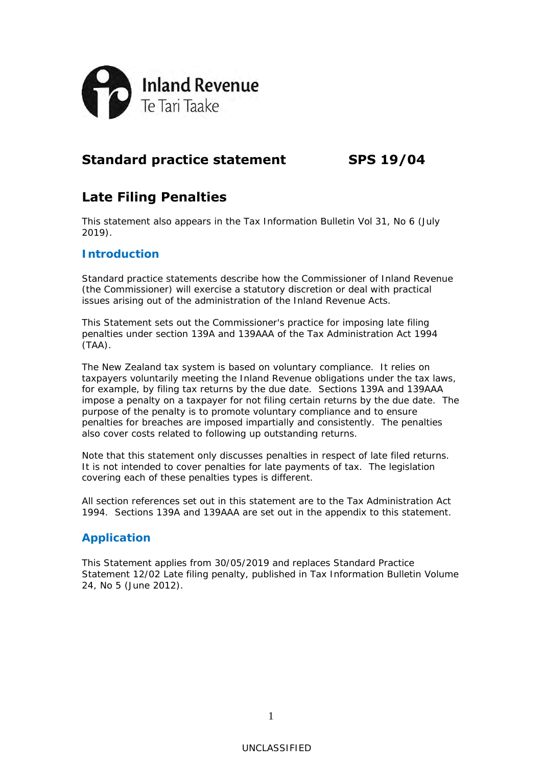Inland Revenue
Te Tari Taake

## Standard practice statement SPS 19/04

# Late Filing Penalties

This statement also appears in the Tax Information Bulletin Vol 31, No 6 (July 2019).

## Introduction

Standard practice statements describe how the Commissioner of Inland Revenue (the Commissioner) will exercise a statutory discretion or deal with practical issues arising out of the administration of the Inland Revenue Acts.

This Statement sets out the Commissioner's practice for imposing late filing penalties under section 139A and 139AAA of the Tax Administration Act 1994 (TAA).

The New Zealand tax system is based on voluntary compliance. It relies on taxpayers voluntarily meeting the Inland Revenue obligations under the tax laws, for example, by filing tax returns by the due date. Sections 139A and 139AAA impose a penalty on a taxpayer for not filing certain returns by the due date. The purpose of the penalty is to promote voluntary compliance and to ensure penalties for breaches are imposed impartially and consistently. The penalties also cover costs related to following up outstanding returns.

Note that this statement only discusses penalties in respect of late filed returns. It is not intended to cover penalties for late payments of tax. The legislation covering each of these penalties types is different.

All section references set out in this statement are to the Tax Administration Act 1994. Sections 139A and 139AAA are set out in the appendix to this statement.

## Application

This Statement applies from 30/05/2019 and replaces Standard Practice Statement 12/02 Late filing penalty, published in Tax Information Bulletin Volume 24, No 5 (June 2012).

UNCLASSIFIED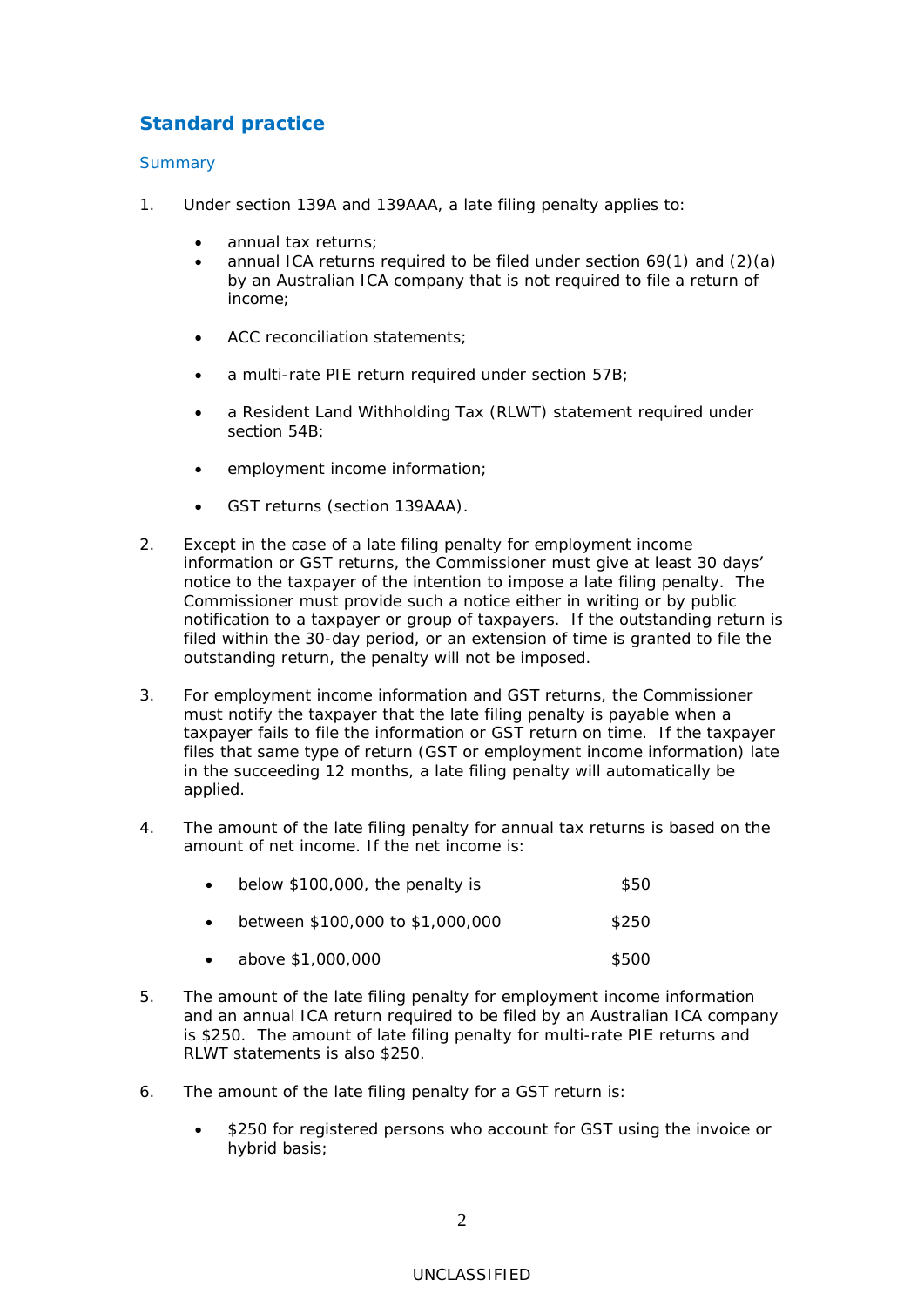## Standard practice

### Summary

1. Under section 139A and 139AAA, a late filing penalty applies to:

    - annual tax returns;
    - annual ICA returns required to be filed under section 69(1) and (2)(a) by an Australian ICA company that is not required to file a return of income;
    - ACC reconciliation statements;
    - a multi-rate PIE return required under section 57B;
    - a Resident Land Withholding Tax (RLWT) statement required under section 54B;
    - employment income information;
    - GST returns (section 139AAA).

2. Except in the case of a late filing penalty for employment income information or GST returns, the Commissioner must give at least 30 days' notice to the taxpayer of the intention to impose a late filing penalty. The Commissioner must provide such a notice either in writing or by public notification to a taxpayer or group of taxpayers. If the outstanding return is filed within the 30-day period, or an extension of time is granted to file the outstanding return, the penalty will not be imposed.

3. For employment income information and GST returns, the Commissioner must notify the taxpayer that the late filing penalty is payable when a taxpayer fails to file the information or GST return on time. If the taxpayer files that same type of return (GST or employment income information) late in the succeeding 12 months, a late filing penalty will automatically be applied.

4. The amount of the late filing penalty for annual tax returns is based on the amount of net income. If the net income is:

    - below $100,000, the penalty is $50
    - between $100,000 to $1,000,000 $250
    - above $1,000,000 $500

5. The amount of the late filing penalty for employment income information and an annual ICA return required to be filed by an Australian ICA company is $250. The amount of late filing penalty for multi-rate PIE returns and RLWT statements is also $250.

6. The amount of the late filing penalty for a GST return is:

    - $250 for registered persons who account for GST using the invoice or hybrid basis;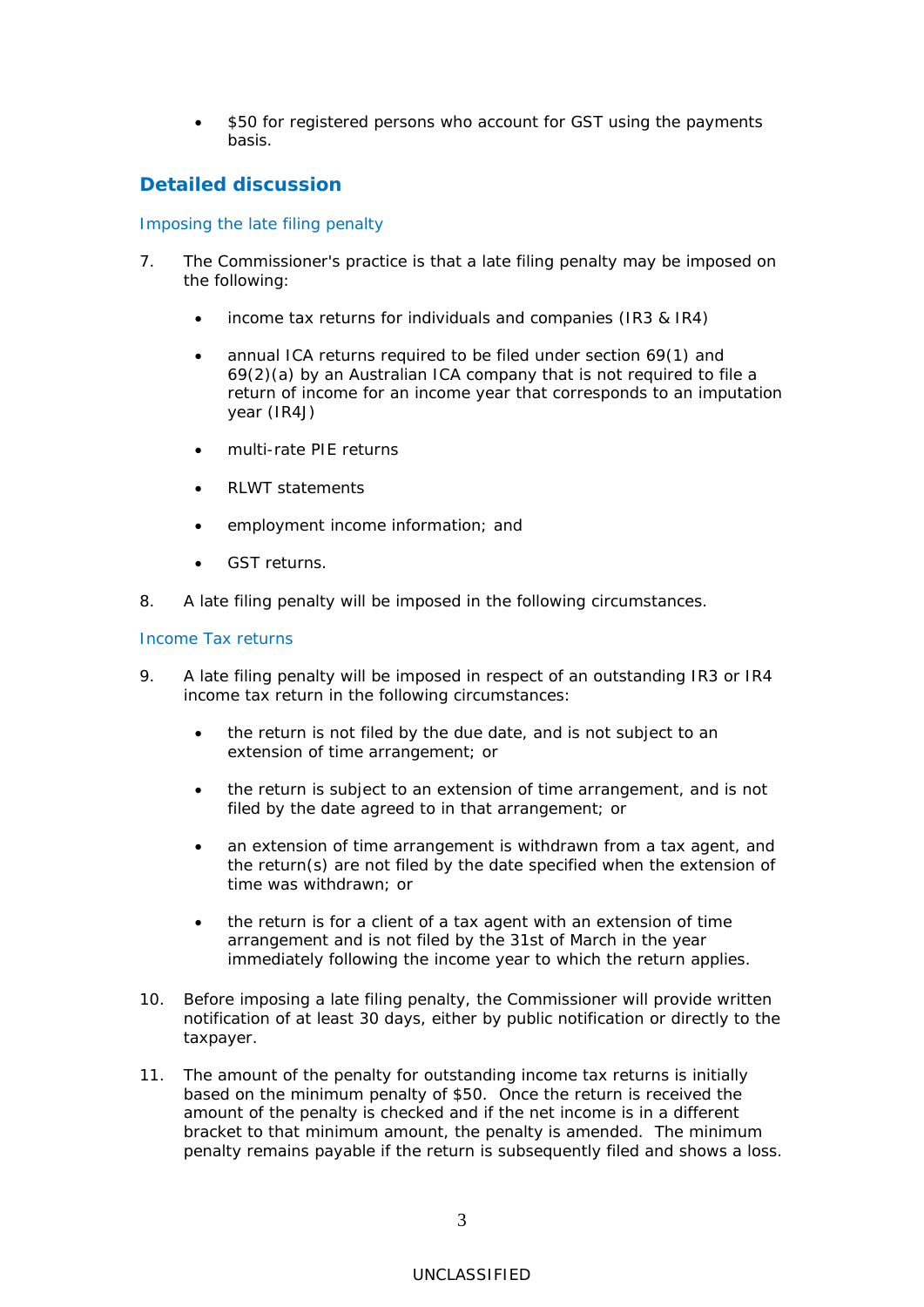- $50 for registered persons who account for GST using the payments basis.

## Detailed discussion

### Imposing the late filing penalty

7. The Commissioner's practice is that a late filing penalty may be imposed on the following:

    - income tax returns for individuals and companies (IR3 & IR4)
    - annual ICA returns required to be filed under section 69(1) and 69(2)(a) by an Australian ICA company that is not required to file a return of income for an income year that corresponds to an imputation year (IR4J)
    - multi-rate PIE returns
    - RLWT statements
    - employment income information; and
    - GST returns.

8. A late filing penalty will be imposed in the following circumstances.

### Income Tax returns

9. A late filing penalty will be imposed in respect of an outstanding IR3 or IR4 income tax return in the following circumstances:

    - the return is not filed by the due date, and is not subject to an extension of time arrangement; or
    - the return is subject to an extension of time arrangement, and is not filed by the date agreed to in that arrangement; or
    - an extension of time arrangement is withdrawn from a tax agent, and the return(s) are not filed by the date specified when the extension of time was withdrawn; or
    - the return is for a client of a tax agent with an extension of time arrangement and is not filed by the 31st of March in the year immediately following the income year to which the return applies.

10. Before imposing a late filing penalty, the Commissioner will provide written notification of at least 30 days, either by public notification or directly to the taxpayer.

11. The amount of the penalty for outstanding income tax returns is initially based on the minimum penalty of $50. Once the return is received the amount of the penalty is checked and if the net income is in a different bracket to that minimum amount, the penalty is amended. The minimum penalty remains payable if the return is subsequently filed and shows a loss.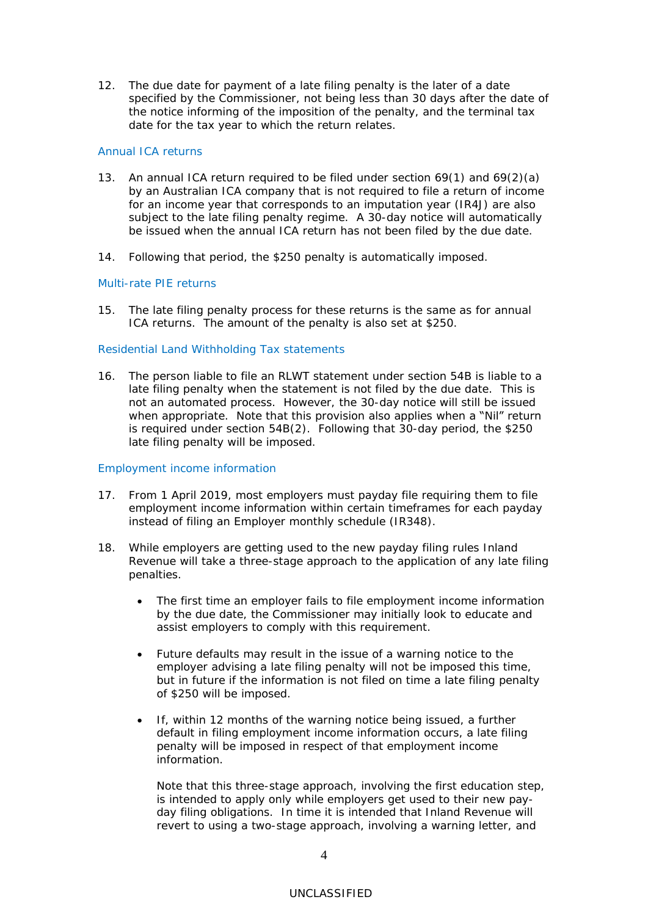12. The due date for payment of a late filing penalty is the later of a date specified by the Commissioner, not being less than 30 days after the date of the notice informing of the imposition of the penalty, and the terminal tax date for the tax year to which the return relates.

### Annual ICA returns

13. An annual ICA return required to be filed under section 69(1) and 69(2)(a) by an Australian ICA company that is not required to file a return of income for an income year that corresponds to an imputation year (IR4J) are also subject to the late filing penalty regime. A 30-day notice will automatically be issued when the annual ICA return has not been filed by the due date.

14. Following that period, the $250 penalty is automatically imposed.

### Multi-rate PIE returns

15. The late filing penalty process for these returns is the same as for annual ICA returns. The amount of the penalty is also set at $250.

### Residential Land Withholding Tax statements

16. The person liable to file an RLWT statement under section 54B is liable to a late filing penalty when the statement is not filed by the due date. This is not an automated process. However, the 30-day notice will still be issued when appropriate. Note that this provision also applies when a "Nil" return is required under section 54B(2). Following that 30-day period, the $250 late filing penalty will be imposed.

### Employment income information

17. From 1 April 2019, most employers must payday file requiring them to file employment income information within certain timeframes for each payday instead of filing an Employer monthly schedule (IR348).

18. While employers are getting used to the new payday filing rules Inland Revenue will take a three-stage approach to the application of any late filing penalties.

    - The first time an employer fails to file employment income information by the due date, the Commissioner may initially look to educate and assist employers to comply with this requirement.

    - Future defaults may result in the issue of a warning notice to the employer advising a late filing penalty will not be imposed this time, but in future if the information is not filed on time a late filing penalty of $250 will be imposed.

    - If, within 12 months of the warning notice being issued, a further default in filing employment income information occurs, a late filing penalty will be imposed in respect of that employment income information.

      Note that this three-stage approach, involving the first education step, is intended to apply only while employers get used to their new pay-day filing obligations. In time it is intended that Inland Revenue will revert to using a two-stage approach, involving a warning letter, and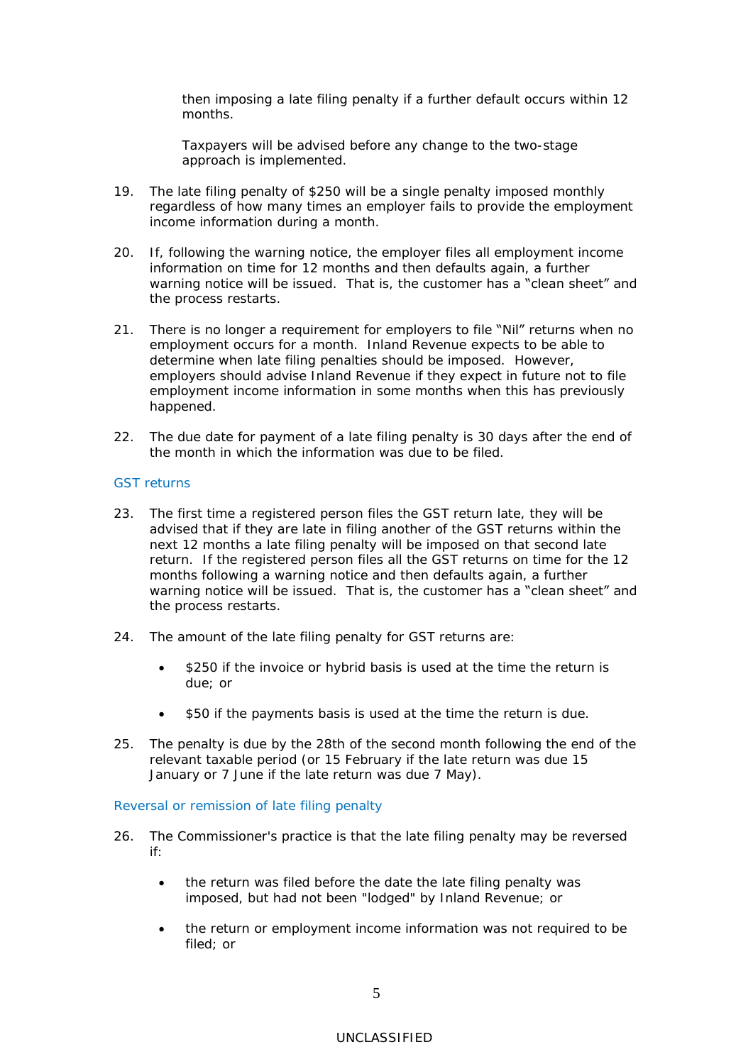then imposing a late filing penalty if a further default occurs within 12 months.

Taxpayers will be advised before any change to the two-stage approach is implemented.

19. The late filing penalty of $250 will be a single penalty imposed monthly regardless of how many times an employer fails to provide the employment income information during a month.

20. If, following the warning notice, the employer files all employment income information on time for 12 months and then defaults again, a further warning notice will be issued. That is, the customer has a "clean sheet" and the process restarts.

21. There is no longer a requirement for employers to file "Nil" returns when no employment occurs for a month. Inland Revenue expects to be able to determine when late filing penalties should be imposed. However, employers should advise Inland Revenue if they expect in future not to file employment income information in some months when this has previously happened.

22. The due date for payment of a late filing penalty is 30 days after the end of the month in which the information was due to be filed.

### GST returns

23. The first time a registered person files the GST return late, they will be advised that if they are late in filing another of the GST returns within the next 12 months a late filing penalty will be imposed on that second late return. If the registered person files all the GST returns on time for the 12 months following a warning notice and then defaults again, a further warning notice will be issued. That is, the customer has a "clean sheet" and the process restarts.

24. The amount of the late filing penalty for GST returns are:

    - $250 if the invoice or hybrid basis is used at the time the return is due; or
    - $50 if the payments basis is used at the time the return is due.

25. The penalty is due by the 28th of the second month following the end of the relevant taxable period (or 15 February if the late return was due 15 January or 7 June if the late return was due 7 May).

### Reversal or remission of late filing penalty

26. The Commissioner's practice is that the late filing penalty may be reversed if:

    - the return was filed before the date the late filing penalty was imposed, but had not been "lodged" by Inland Revenue; or
    - the return or employment income information was not required to be filed; or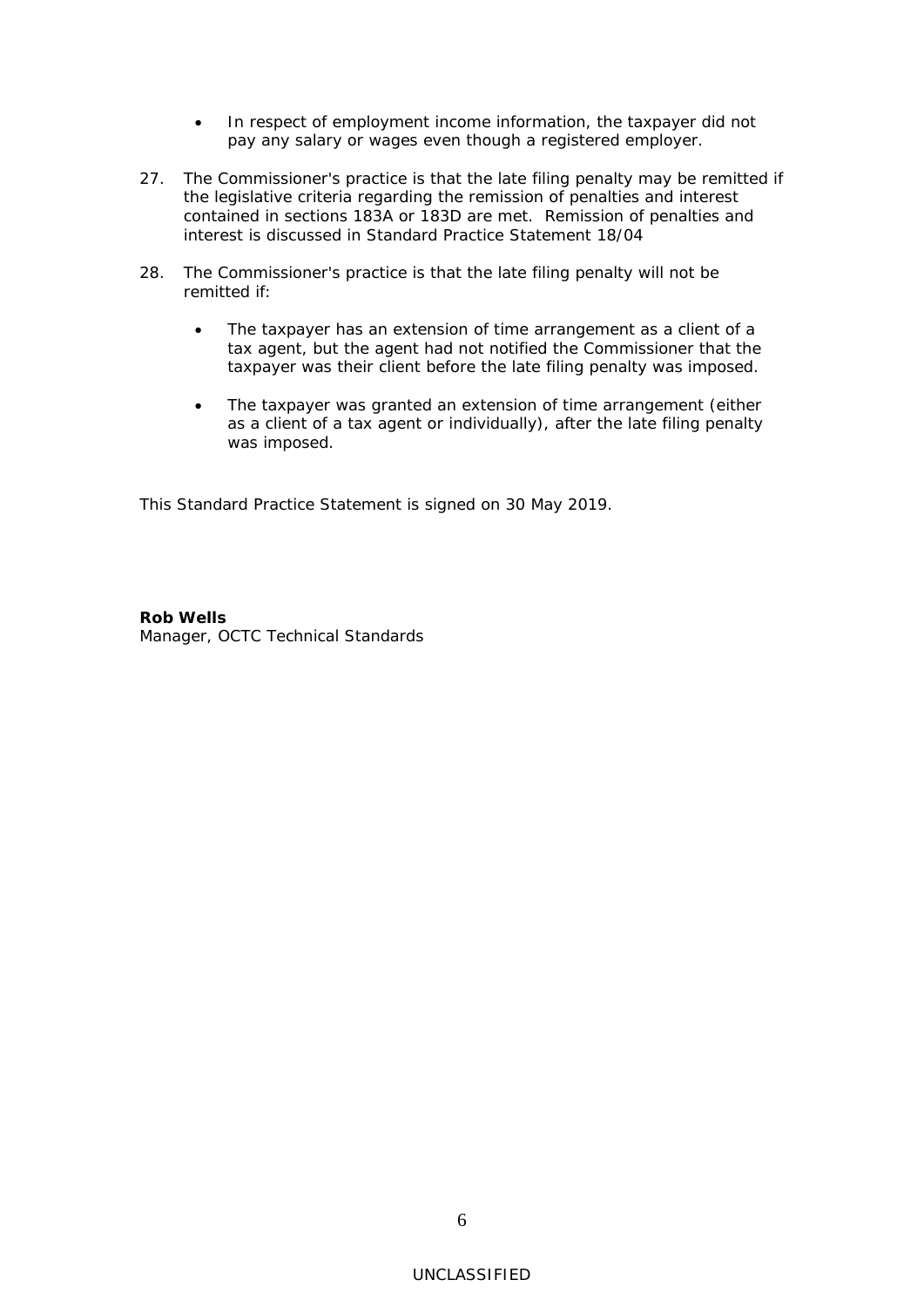- In respect of employment income information, the taxpayer did not pay any salary or wages even though a registered employer.

27. The Commissioner's practice is that the late filing penalty may be remitted if the legislative criteria regarding the remission of penalties and interest contained in sections 183A or 183D are met. Remission of penalties and interest is discussed in Standard Practice Statement 18/04

28. The Commissioner's practice is that the late filing penalty will not be remitted if:

    - The taxpayer has an extension of time arrangement as a client of a tax agent, but the agent had not notified the Commissioner that the taxpayer was their client before the late filing penalty was imposed.

    - The taxpayer was granted an extension of time arrangement (either as a client of a tax agent or individually), after the late filing penalty was imposed.

This Standard Practice Statement is signed on 30 May 2019.

**Rob Wells**
Manager, OCTC Technical Standards

UNCLASSIFIED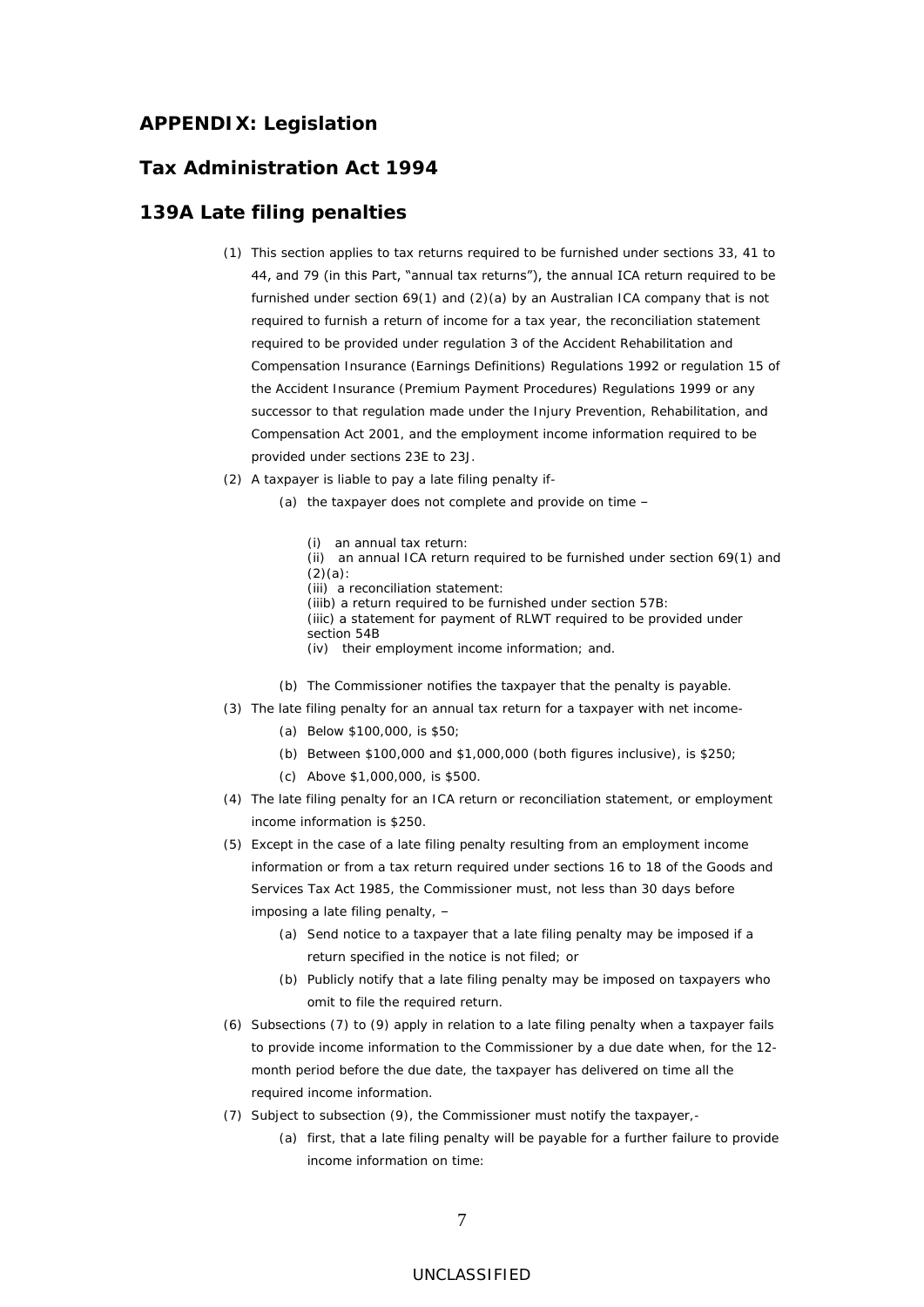## APPENDIX: Legislation

## Tax Administration Act 1994

## 139A Late filing penalties

(1) This section applies to tax returns required to be furnished under sections 33, 41 to 44, and 79 (in this Part, "annual tax returns"), the annual ICA return required to be furnished under section 69(1) and (2)(a) by an Australian ICA company that is not required to furnish a return of income for a tax year, the reconciliation statement required to be provided under regulation 3 of the Accident Rehabilitation and Compensation Insurance (Earnings Definitions) Regulations 1992 or regulation 15 of the Accident Insurance (Premium Payment Procedures) Regulations 1999 or any successor to that regulation made under the Injury Prevention, Rehabilitation, and Compensation Act 2001, and the employment income information required to be provided under sections 23E to 23J.

(2) A taxpayer is liable to pay a late filing penalty if-

  (a) the taxpayer does not complete and provide on time –

    (i) an annual tax return:
    (ii) an annual ICA return required to be furnished under section 69(1) and (2)(a):
    (iii) a reconciliation statement:
    (iiib) a return required to be furnished under section 57B:
    (iiic) a statement for payment of RLWT required to be provided under section 54B
    (iv) their employment income information; and.

  (b) The Commissioner notifies the taxpayer that the penalty is payable.

(3) The late filing penalty for an annual tax return for a taxpayer with net income-

  (a) Below $100,000, is $50;

  (b) Between $100,000 and $1,000,000 (both figures inclusive), is $250;

  (c) Above $1,000,000, is $500.

(4) The late filing penalty for an ICA return or reconciliation statement, or employment income information is $250.

(5) Except in the case of a late filing penalty resulting from an employment income information or from a tax return required under sections 16 to 18 of the Goods and Services Tax Act 1985, the Commissioner must, not less than 30 days before imposing a late filing penalty, –

  (a) Send notice to a taxpayer that a late filing penalty may be imposed if a return specified in the notice is not filed; or

  (b) Publicly notify that a late filing penalty may be imposed on taxpayers who omit to file the required return.

(6) Subsections (7) to (9) apply in relation to a late filing penalty when a taxpayer fails to provide income information to the Commissioner by a due date when, for the 12-month period before the due date, the taxpayer has delivered on time all the required income information.

(7) Subject to subsection (9), the Commissioner must notify the taxpayer,-

  (a) first, that a late filing penalty will be payable for a further failure to provide income information on time: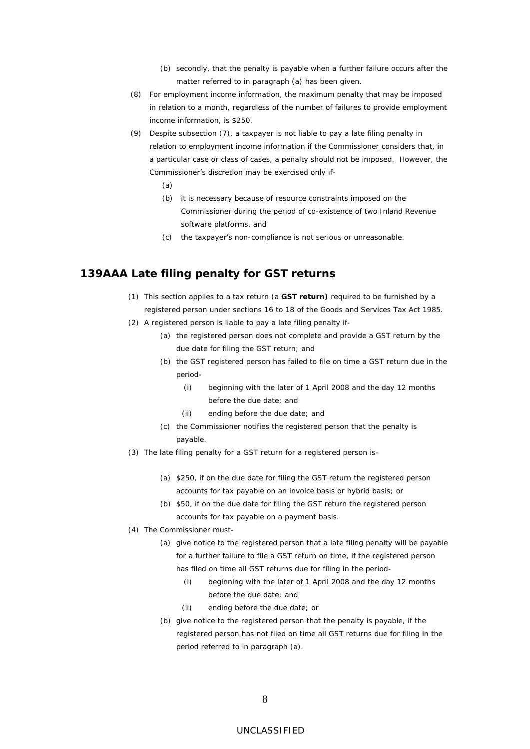(b) secondly, that the penalty is payable when a further failure occurs after the matter referred to in paragraph (a) has been given.

(8) For employment income information, the maximum penalty that may be imposed in relation to a month, regardless of the number of failures to provide employment income information, is $250.

(9) Despite subsection (7), a taxpayer is not liable to pay a late filing penalty in relation to employment income information if the Commissioner considers that, in a particular case or class of cases, a penalty should not be imposed. However, the Commissioner's discretion may be exercised only if-

(a)

(b) it is necessary because of resource constraints imposed on the Commissioner during the period of co-existence of two Inland Revenue software platforms, and

(c) the taxpayer's non-compliance is not serious or unreasonable.

## 139AAA Late filing penalty for GST returns

(1) This section applies to a tax return (a **GST return)** required to be furnished by a registered person under sections 16 to 18 of the Goods and Services Tax Act 1985.

(2) A registered person is liable to pay a late filing penalty if-

(a) the registered person does not complete and provide a GST return by the due date for filing the GST return; and

(b) the GST registered person has failed to file on time a GST return due in the period-

(i) beginning with the later of 1 April 2008 and the day 12 months before the due date; and

(ii) ending before the due date; and

(c) the Commissioner notifies the registered person that the penalty is payable.

(3) The late filing penalty for a GST return for a registered person is-

(a) $250, if on the due date for filing the GST return the registered person accounts for tax payable on an invoice basis or hybrid basis; or

(b) $50, if on the due date for filing the GST return the registered person accounts for tax payable on a payment basis.

(4) The Commissioner must-

(a) give notice to the registered person that a late filing penalty will be payable for a further failure to file a GST return on time, if the registered person has filed on time all GST returns due for filing in the period-

(i) beginning with the later of 1 April 2008 and the day 12 months before the due date; and

(ii) ending before the due date; or

(b) give notice to the registered person that the penalty is payable, if the registered person has not filed on time all GST returns due for filing in the period referred to in paragraph (a).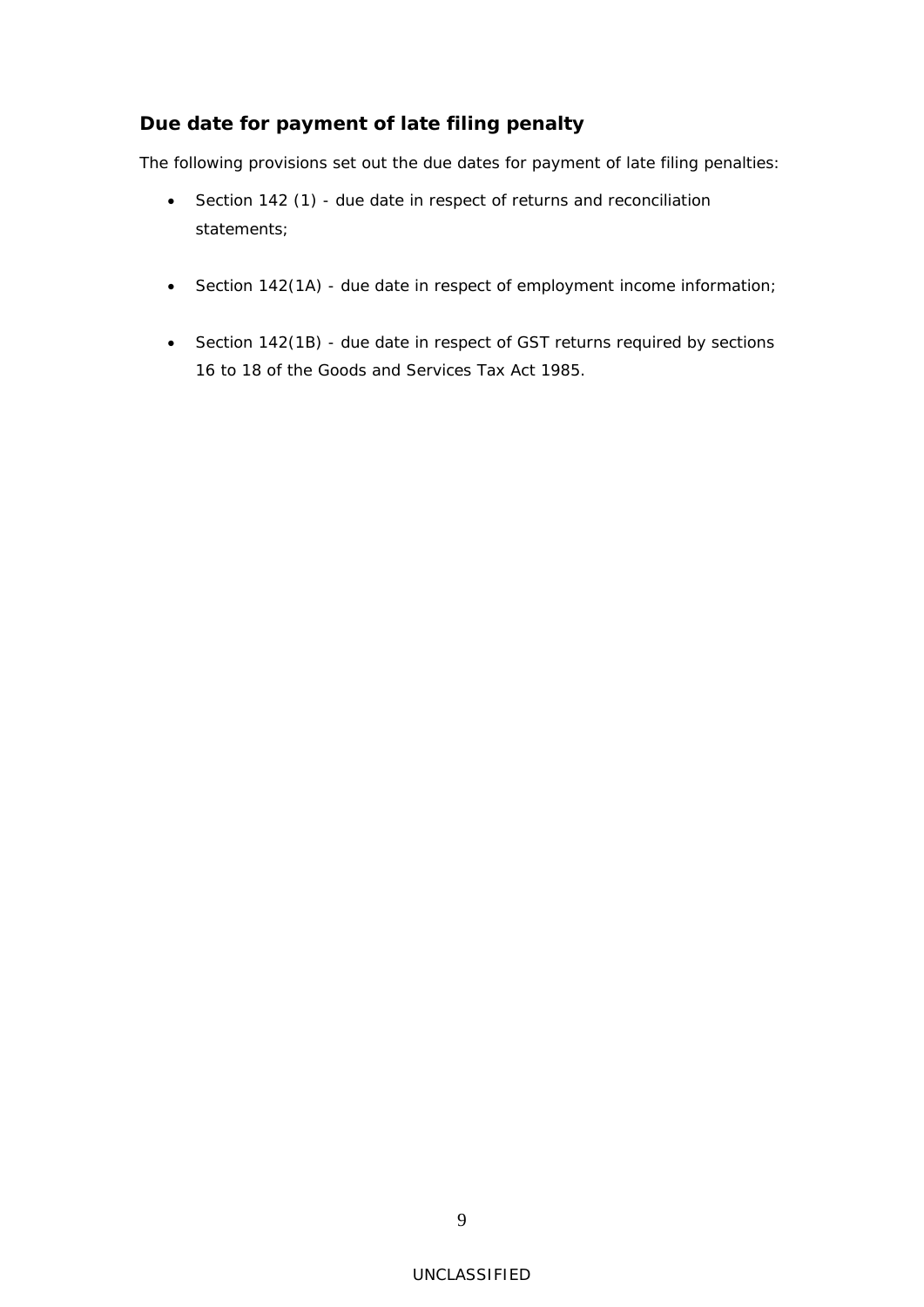## Due date for payment of late filing penalty

The following provisions set out the due dates for payment of late filing penalties:

- Section 142 (1) - due date in respect of returns and reconciliation statements;
- Section 142(1A) - due date in respect of employment income information;
- Section 142(1B) - due date in respect of GST returns required by sections 16 to 18 of the Goods and Services Tax Act 1985.